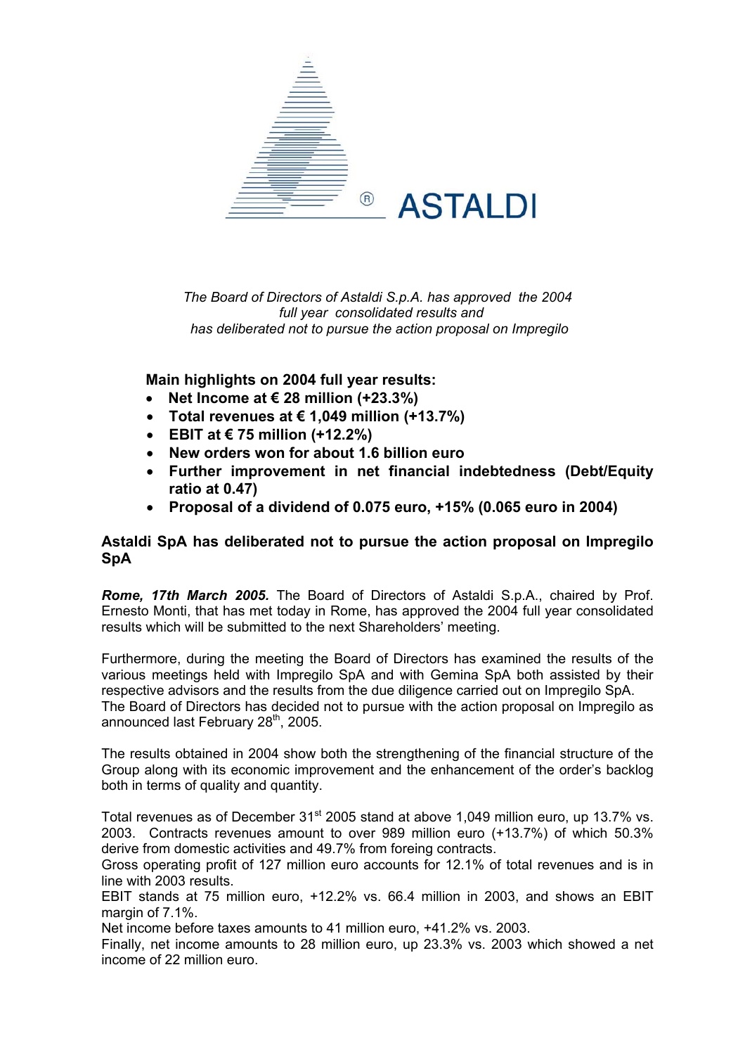ASTALDI

*The Board of Directors of Astaldi S.p.A. has approved the 2004 full year consolidated results and has deliberated not to pursue the action proposal on Impregilo*

**Main highlights on 2004 full year results:**

- **Net Income at € 28 million (+23.3%)**
- **Total revenues at € 1,049 million (+13.7%)**
- **EBIT at € 75 million (+12.2%)**
- **New orders won for about 1.6 billion euro**
- **Further improvement in net financial indebtedness (Debt/Equity ratio at 0.47)**
- **Proposal of a dividend of 0.075 euro, +15% (0.065 euro in 2004)**

## Astaldi SpA has deliberated not to pursue the action proposal on Impregilo SpA

***Rome, 17th March 2005.*** The Board of Directors of Astaldi S.p.A., chaired by Prof. Ernesto Monti, that has met today in Rome, has approved the 2004 full year consolidated results which will be submitted to the next Shareholders' meeting.

Furthermore, during the meeting the Board of Directors has examined the results of the various meetings held with Impregilo SpA and with Gemina SpA both assisted by their respective advisors and the results from the due diligence carried out on Impregilo SpA. The Board of Directors has decided not to pursue with the action proposal on Impregilo as announced last February 28th, 2005.

The results obtained in 2004 show both the strengthening of the financial structure of the Group along with its economic improvement and the enhancement of the order's backlog both in terms of quality and quantity.

Total revenues as of December 31st 2005 stand at above 1,049 million euro, up 13.7% vs. 2003. Contracts revenues amount to over 989 million euro (+13.7%) of which 50.3% derive from domestic activities and 49.7% from foreing contracts.
Gross operating profit of 127 million euro accounts for 12.1% of total revenues and is in line with 2003 results.
EBIT stands at 75 million euro, +12.2% vs. 66.4 million in 2003, and shows an EBIT margin of 7.1%.
Net income before taxes amounts to 41 million euro, +41.2% vs. 2003.
Finally, net income amounts to 28 million euro, up 23.3% vs. 2003 which showed a net income of 22 million euro.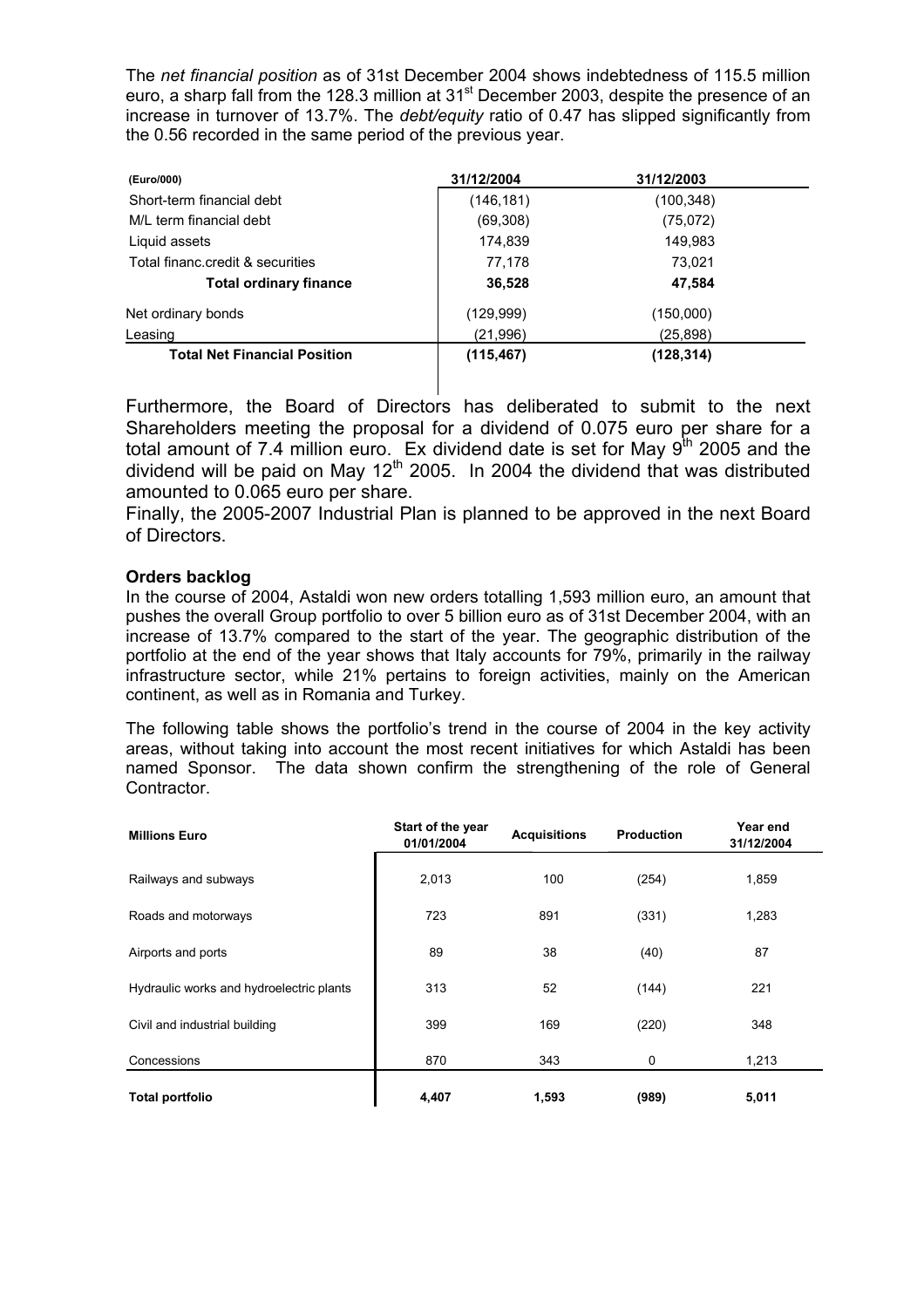The *net financial position* as of 31st December 2004 shows indebtedness of 115.5 million euro, a sharp fall from the 128.3 million at 31st December 2003, despite the presence of an increase in turnover of 13.7%. The *debt/equity* ratio of 0.47 has slipped significantly from the 0.56 recorded in the same period of the previous year.

| (Euro/000) | 31/12/2004 | 31/12/2003 |
|---|---|---|
| Short-term financial debt | (146,181) | (100,348) |
| M/L term financial debt | (69,308) | (75,072) |
| Liquid assets | 174,839 | 149,983 |
| Total financ.credit & securities | 77,178 | 73,021 |
| **Total ordinary finance** | **36,528** | **47,584** |
| Net ordinary bonds | (129,999) | (150,000) |
| Leasing | (21,996) | (25,898) |
| **Total Net Financial Position** | **(115,467)** | **(128,314)** |

Furthermore, the Board of Directors has deliberated to submit to the next Shareholders meeting the proposal for a dividend of 0.075 euro per share for a total amount of 7.4 million euro. Ex dividend date is set for May 9th 2005 and the dividend will be paid on May 12th 2005. In 2004 the dividend that was distributed amounted to 0.065 euro per share.

Finally, the 2005-2007 Industrial Plan is planned to be approved in the next Board of Directors.

**Orders backlog**

In the course of 2004, Astaldi won new orders totalling 1,593 million euro, an amount that pushes the overall Group portfolio to over 5 billion euro as of 31st December 2004, with an increase of 13.7% compared to the start of the year. The geographic distribution of the portfolio at the end of the year shows that Italy accounts for 79%, primarily in the railway infrastructure sector, while 21% pertains to foreign activities, mainly on the American continent, as well as in Romania and Turkey.

The following table shows the portfolio's trend in the course of 2004 in the key activity areas, without taking into account the most recent initiatives for which Astaldi has been named Sponsor. The data shown confirm the strengthening of the role of General Contractor.

| Millions Euro | Start of the year 01/01/2004 | Acquisitions | Production | Year end 31/12/2004 |
|---|---|---|---|---|
| Railways and subways | 2,013 | 100 | (254) | 1,859 |
| Roads and motorways | 723 | 891 | (331) | 1,283 |
| Airports and ports | 89 | 38 | (40) | 87 |
| Hydraulic works and hydroelectric plants | 313 | 52 | (144) | 221 |
| Civil and industrial building | 399 | 169 | (220) | 348 |
| Concessions | 870 | 343 | 0 | 1,213 |
| **Total portfolio** | **4,407** | **1,593** | **(989)** | **5,011** |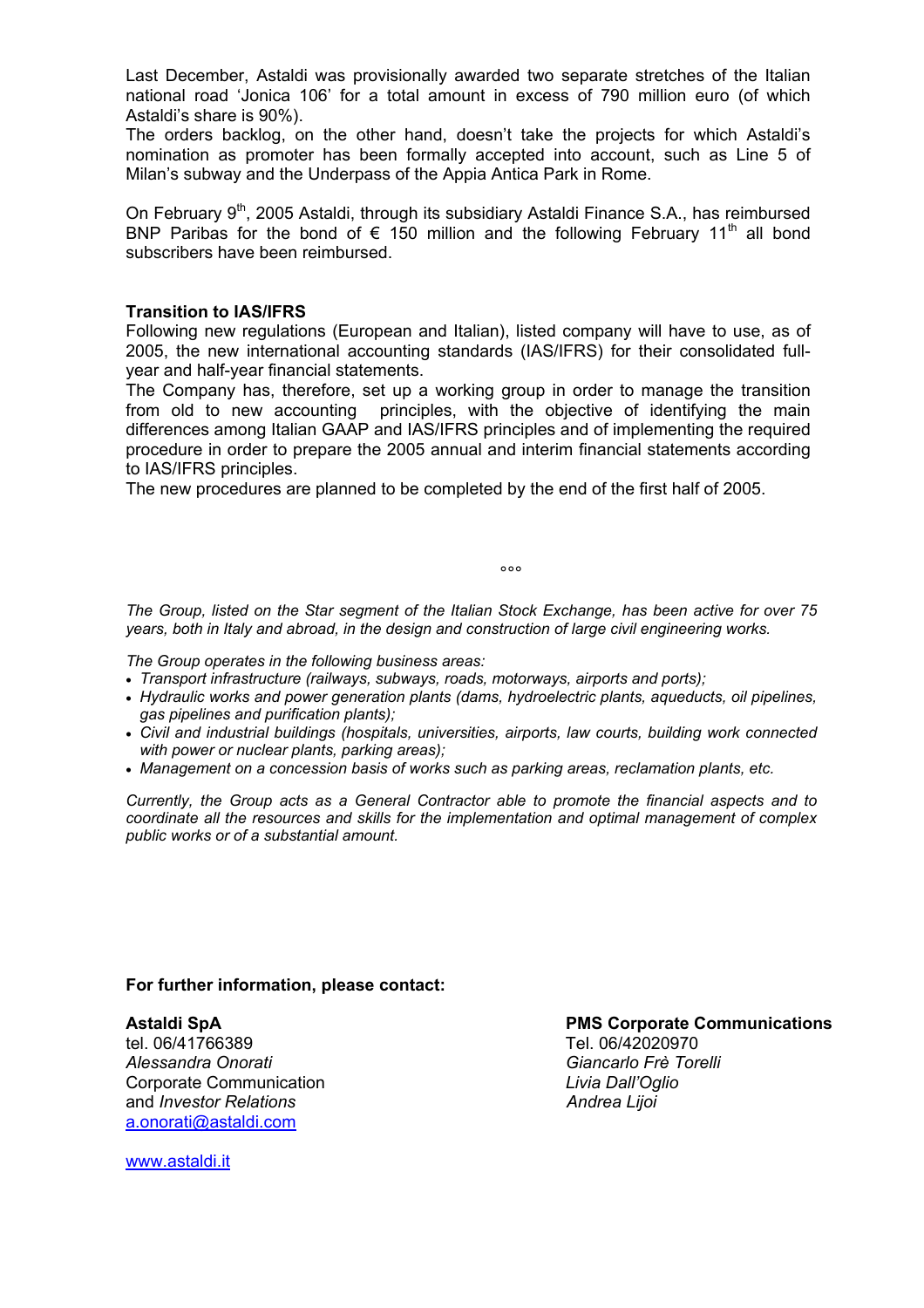Last December, Astaldi was provisionally awarded two separate stretches of the Italian national road 'Jonica 106' for a total amount in excess of 790 million euro (of which Astaldi's share is 90%).
The orders backlog, on the other hand, doesn't take the projects for which Astaldi's nomination as promoter has been formally accepted into account, such as Line 5 of Milan's subway and the Underpass of the Appia Antica Park in Rome.

On February 9th, 2005 Astaldi, through its subsidiary Astaldi Finance S.A., has reimbursed BNP Paribas for the bond of € 150 million and the following February 11th all bond subscribers have been reimbursed.

**Transition to IAS/IFRS**
Following new regulations (European and Italian), listed company will have to use, as of 2005, the new international accounting standards (IAS/IFRS) for their consolidated full-year and half-year financial statements.
The Company has, therefore, set up a working group in order to manage the transition from old to new accounting principles, with the objective of identifying the main differences among Italian GAAP and IAS/IFRS principles and of implementing the required procedure in order to prepare the 2005 annual and interim financial statements according to IAS/IFRS principles.
The new procedures are planned to be completed by the end of the first half of 2005.

°°°

*The Group, listed on the Star segment of the Italian Stock Exchange, has been active for over 75 years, both in Italy and abroad, in the design and construction of large civil engineering works.*

*The Group operates in the following business areas:*

- *Transport infrastructure (railways, subways, roads, motorways, airports and ports);*
- *Hydraulic works and power generation plants (dams, hydroelectric plants, aqueducts, oil pipelines, gas pipelines and purification plants);*
- *Civil and industrial buildings (hospitals, universities, airports, law courts, building work connected with power or nuclear plants, parking areas);*
- *Management on a concession basis of works such as parking areas, reclamation plants, etc.*

*Currently, the Group acts as a General Contractor able to promote the financial aspects and to coordinate all the resources and skills for the implementation and optimal management of complex public works or of a substantial amount.*

**For further information, please contact:**

**Astaldi SpA**
tel. 06/41766389
*Alessandra Onorati*
Corporate Communication
and *Investor Relations*
a.onorati@astaldi.com

**PMS Corporate Communications**
Tel. 06/42020970
*Giancarlo Frè Torelli*
*Livia Dall'Oglio*
*Andrea Lijoi*

www.astaldi.it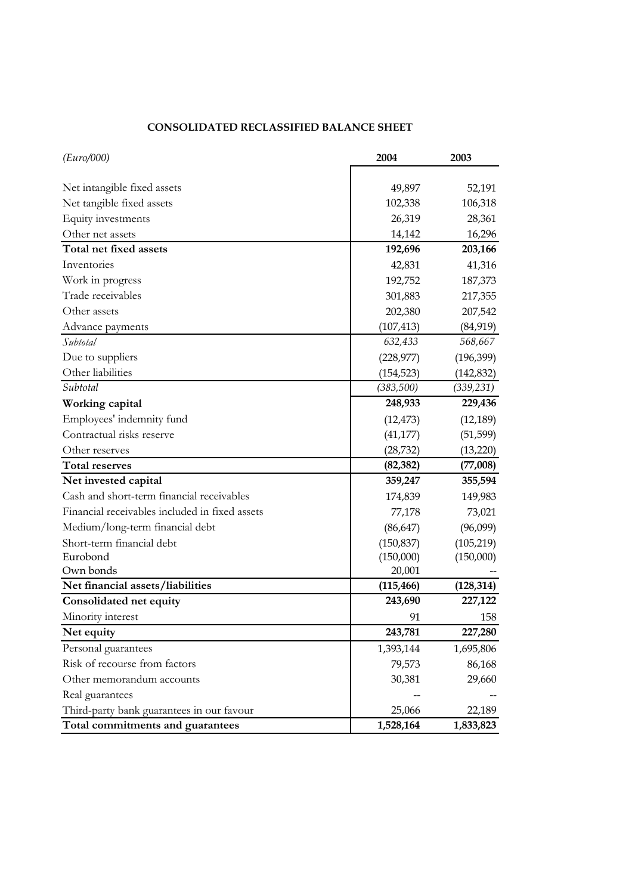## CONSOLIDATED RECLASSIFIED BALANCE SHEET

| *(Euro/000)* | 2004 | 2003 |
|---|---|---|
| Net intangible fixed assets | 49,897 | 52,191 |
| Net tangible fixed assets | 102,338 | 106,318 |
| Equity investments | 26,319 | 28,361 |
| Other net assets | 14,142 | 16,296 |
| **Total net fixed assets** | **192,696** | **203,166** |
| Inventories | 42,831 | 41,316 |
| Work in progress | 192,752 | 187,373 |
| Trade receivables | 301,883 | 217,355 |
| Other assets | 202,380 | 207,542 |
| Advance payments | (107,413) | (84,919) |
| *Subtotal* | *632,433* | *568,667* |
| Due to suppliers | (228,977) | (196,399) |
| Other liabilities | (154,523) | (142,832) |
| *Subtotal* | *(383,500)* | *(339,231)* |
| **Working capital** | **248,933** | **229,436** |
| Employees' indemnity fund | (12,473) | (12,189) |
| Contractual risks reserve | (41,177) | (51,599) |
| Other reserves | (28,732) | (13,220) |
| **Total reserves** | **(82,382)** | **(77,008)** |
| **Net invested capital** | **359,247** | **355,594** |
| Cash and short-term financial receivables | 174,839 | 149,983 |
| Financial receivables included in fixed assets | 77,178 | 73,021 |
| Medium/long-term financial debt | (86,647) | (96,099) |
| Short-term financial debt | (150,837) | (105,219) |
| Eurobond | (150,000) | (150,000) |
| Own bonds | 20,001 | -- |
| **Net financial assets/liabilities** | **(115,466)** | **(128,314)** |
| **Consolidated net equity** | **243,690** | **227,122** |
| Minority interest | 91 | 158 |
| **Net equity** | **243,781** | **227,280** |
| Personal guarantees | 1,393,144 | 1,695,806 |
| Risk of recourse from factors | 79,573 | 86,168 |
| Other memorandum accounts | 30,381 | 29,660 |
| Real guarantees | -- | -- |
| Third-party bank guarantees in our favour | 25,066 | 22,189 |
| **Total commitments and guarantees** | **1,528,164** | **1,833,823** |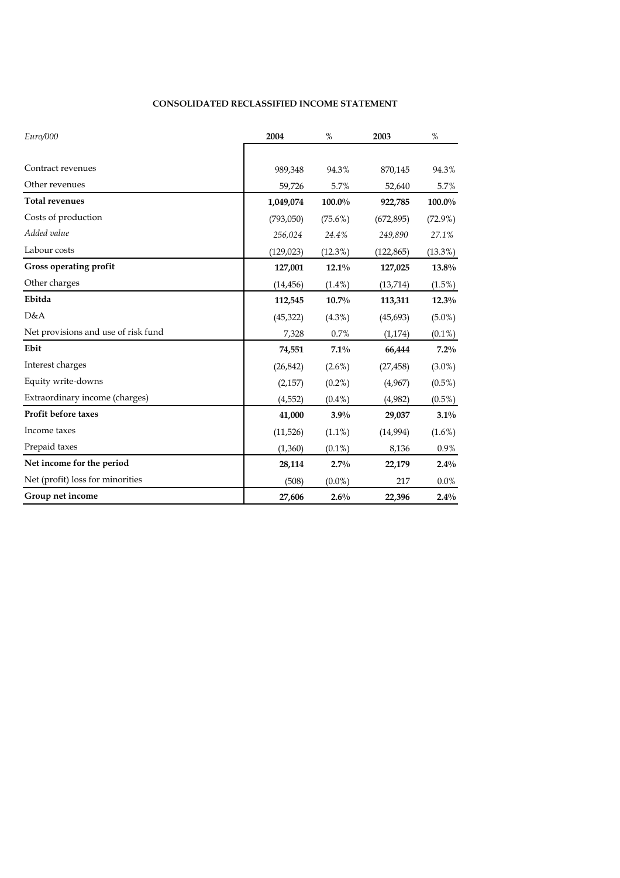**CONSOLIDATED RECLASSIFIED INCOME STATEMENT**

| *Euro/000* | **2004** | % | **2003** | % |
|---|---|---|---|---|
| Contract revenues | 989,348 | 94.3% | 870,145 | 94.3% |
| Other revenues | 59,726 | 5.7% | 52,640 | 5.7% |
| **Total revenues** | **1,049,074** | **100.0%** | **922,785** | **100.0%** |
| Costs of production | (793,050) | (75.6%) | (672,895) | (72.9%) |
| *Added value* | *256,024* | *24.4%* | *249,890* | *27.1%* |
| Labour costs | (129,023) | (12.3%) | (122,865) | (13.3%) |
| **Gross operating profit** | **127,001** | **12.1%** | **127,025** | **13.8%** |
| Other charges | (14,456) | (1.4%) | (13,714) | (1.5%) |
| **Ebitda** | **112,545** | **10.7%** | **113,311** | **12.3%** |
| D&A | (45,322) | (4.3%) | (45,693) | (5.0%) |
| Net provisions and use of risk fund | 7,328 | 0.7% | (1,174) | (0.1%) |
| **Ebit** | **74,551** | **7.1%** | **66,444** | **7.2%** |
| Interest charges | (26,842) | (2.6%) | (27,458) | (3.0%) |
| Equity write-downs | (2,157) | (0.2%) | (4,967) | (0.5%) |
| Extraordinary income (charges) | (4,552) | (0.4%) | (4,982) | (0.5%) |
| **Profit before taxes** | **41,000** | **3.9%** | **29,037** | **3.1%** |
| Income taxes | (11,526) | (1.1%) | (14,994) | (1.6%) |
| Prepaid taxes | (1,360) | (0.1%) | 8,136 | 0.9% |
| **Net income for the period** | **28,114** | **2.7%** | **22,179** | **2.4%** |
| Net (profit) loss for minorities | (508) | (0.0%) | 217 | 0.0% |
| **Group net income** | **27,606** | **2.6%** | **22,396** | **2.4%** |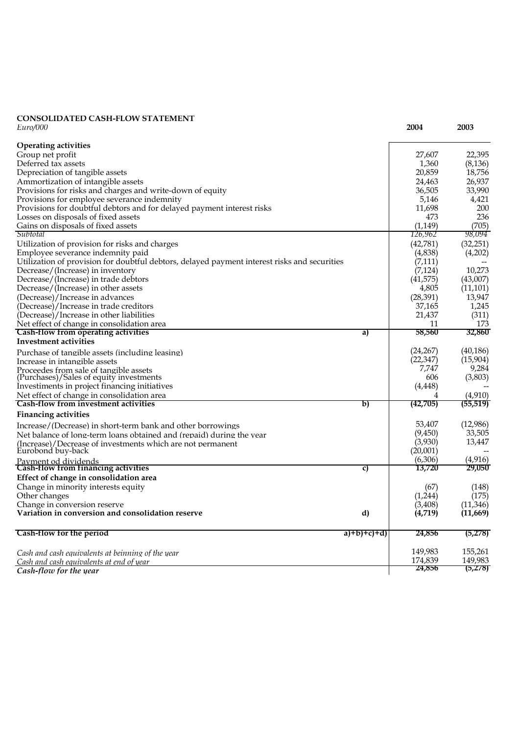**CONSOLIDATED CASH-FLOW STATEMENT**

*Euro/000*

| | | 2004 | 2003 |
|---|---|---|---|
| **Operating activities** | | | |
| Group net profit | | 27,607 | 22,395 |
| Deferred tax assets | | 1,360 | (8,136) |
| Depreciation of tangible assets | | 20,859 | 18,756 |
| Ammortization of intangible assets | | 24,463 | 26,937 |
| Provisions for risks and charges and write-down of equity | | 36,505 | 33,990 |
| Provisions for employee severance indemnity | | 5,146 | 4,421 |
| Provisions for doubtful debtors and for delayed payment interest risks | | 11,698 | 200 |
| Losses on disposals of fixed assets | | 473 | 236 |
| Gains on disposals of fixed assets | | (1,149) | (705) |
| *Subtotal* | | *126,962* | *98,094* |
| Utilization of provision for risks and charges | | (42,781) | (32,251) |
| Employee severance indemnity paid | | (4,838) | (4,202) |
| Utilization of provision for doubtful debtors, delayed payment interest risks and securities | | (7,111) | -- |
| Decrease/(Increase) in inventory | | (7,124) | 10,273 |
| Decrease/(Increase) in trade debtors | | (41,575) | (43,007) |
| Decrease/(Increase) in other assets | | 4,805 | (11,101) |
| (Decrease)/Increase in advances | | (28,391) | 13,947 |
| (Decrease)/Increase in trade creditors | | 37,165 | 1,245 |
| (Decrease)/Increase in other liabilities | | 21,437 | (311) |
| Net effect of change in consolidation area | | 11 | 173 |
| **Cash-flow from operating activities** | **a)** | **58,560** | **32,860** |
| **Investment activities** | | | |
| Purchase of tangible assets (including leasing) | | (24,267) | (40,186) |
| Increase in intangible assets | | (22,347) | (15,904) |
| Proceedes from sale of tangible assets | | 7,747 | 9,284 |
| (Purchases)/Sales of equity investments | | 606 | (3,803) |
| Investments in project financing initiatives | | (4,448) | -- |
| Net effect of change in consolidation area | | 4 | (4,910) |
| **Cash-flow from investment activities** | **b)** | **(42,705)** | **(55,519)** |
| **Financing activities** | | | |
| Increase/(Decrease) in short-term bank and other borrowings | | 53,407 | (12,986) |
| Net balance of long-term loans obtained and (repaid) during the year | | (9,450) | 33,505 |
| (Increase)/Decrease of investments which are not permanent | | (3,930) | 13,447 |
| Eurobond buy-back | | (20,001) | -- |
| Payment od dividends | | (6,306) | (4,916) |
| **Cash-flow from financing activities** | **c)** | **13,720** | **29,050** |
| **Effect of change in consolidation area** | | | |
| Change in minority interests equity | | (67) | (148) |
| Other changes | | (1,244) | (175) |
| Change in conversion reserve | | (3,408) | (11,346) |
| **Variation in conversion and consolidation reserve** | **d)** | **(4,719)** | **(11,669)** |
| **Cash-flow for the period** | **a)+b)+c)+d)** | **24,856** | **(5,278)** |
| *Cash and cash equivalents at beinning of the year* | | 149,983 | 155,261 |
| *Cash and cash equivalents at end of year* | | 174,839 | 149,983 |
| ***Cash-flow for the year*** | | **24,856** | **(5,278)** |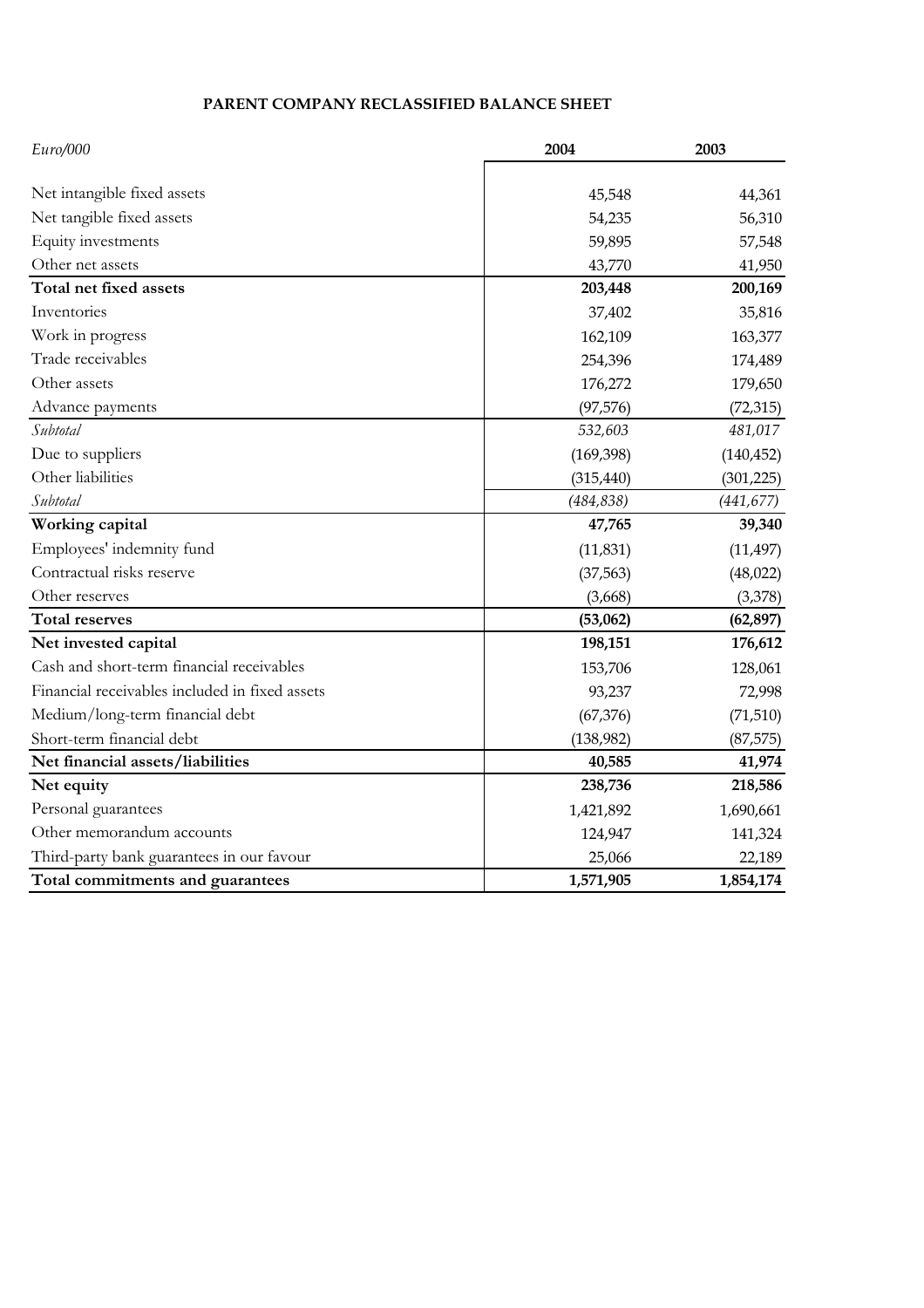**PARENT COMPANY RECLASSIFIED BALANCE SHEET**

| *Euro/000* | 2004 | 2003 |
|---|---|---|
| Net intangible fixed assets | 45,548 | 44,361 |
| Net tangible fixed assets | 54,235 | 56,310 |
| Equity investments | 59,895 | 57,548 |
| Other net assets | 43,770 | 41,950 |
| **Total net fixed assets** | **203,448** | **200,169** |
| Inventories | 37,402 | 35,816 |
| Work in progress | 162,109 | 163,377 |
| Trade receivables | 254,396 | 174,489 |
| Other assets | 176,272 | 179,650 |
| Advance payments | (97,576) | (72,315) |
| *Subtotal* | *532,603* | *481,017* |
| Due to suppliers | (169,398) | (140,452) |
| Other liabilities | (315,440) | (301,225) |
| *Subtotal* | *(484,838)* | *(441,677)* |
| **Working capital** | **47,765** | **39,340** |
| Employees' indemnity fund | (11,831) | (11,497) |
| Contractual risks reserve | (37,563) | (48,022) |
| Other reserves | (3,668) | (3,378) |
| **Total reserves** | **(53,062)** | **(62,897)** |
| **Net invested capital** | **198,151** | **176,612** |
| Cash and short-term financial receivables | 153,706 | 128,061 |
| Financial receivables included in fixed assets | 93,237 | 72,998 |
| Medium/long-term financial debt | (67,376) | (71,510) |
| Short-term financial debt | (138,982) | (87,575) |
| **Net financial assets/liabilities** | **40,585** | **41,974** |
| **Net equity** | **238,736** | **218,586** |
| Personal guarantees | 1,421,892 | 1,690,661 |
| Other memorandum accounts | 124,947 | 141,324 |
| Third-party bank guarantees in our favour | 25,066 | 22,189 |
| **Total commitments and guarantees** | **1,571,905** | **1,854,174** |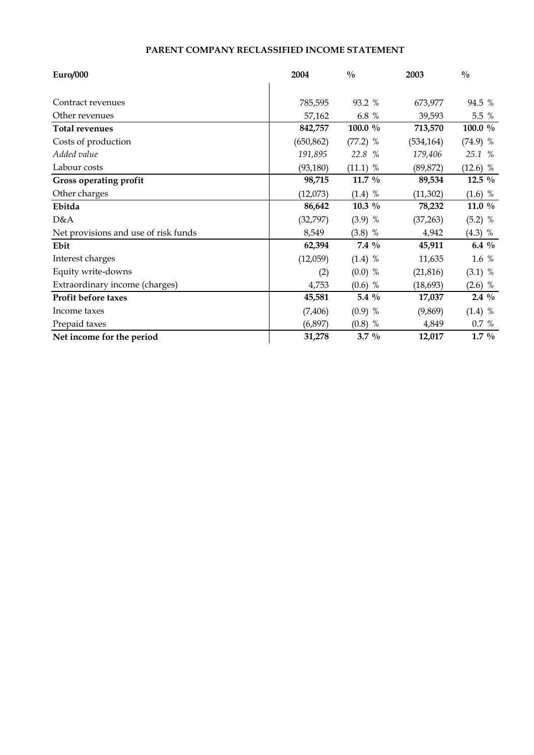**PARENT COMPANY RECLASSIFIED INCOME STATEMENT**

| Euro/000 | 2004 | % | 2003 | % |
|---|---|---|---|---|
| Contract revenues | 785,595 | 93.2 % | 673,977 | 94.5 % |
| Other revenues | 57,162 | 6.8 % | 39,593 | 5.5 % |
| **Total revenues** | **842,757** | **100.0 %** | **713,570** | **100.0 %** |
| Costs of production | (650,862) | (77.2) % | (534,164) | (74.9) % |
| *Added value* | *191,895* | *22.8 %* | *179,406* | *25.1 %* |
| Labour costs | (93,180) | (11.1) % | (89,872) | (12.6) % |
| **Gross operating profit** | **98,715** | **11.7 %** | **89,534** | **12.5 %** |
| Other charges | (12,073) | (1.4) % | (11,302) | (1.6) % |
| **Ebitda** | **86,642** | **10.3 %** | **78,232** | **11.0 %** |
| D&A | (32,797) | (3.9) % | (37,263) | (5.2) % |
| Net provisions and use of risk funds | 8,549 | (3.8) % | 4,942 | (4.3) % |
| **Ebit** | **62,394** | **7.4 %** | **45,911** | **6.4 %** |
| Interest charges | (12,059) | (1.4) % | 11,635 | 1.6 % |
| Equity write-downs | (2) | (0.0) % | (21,816) | (3.1) % |
| Extraordinary income (charges) | 4,753 | (0.6) % | (18,693) | (2.6) % |
| **Profit before taxes** | **45,581** | **5.4 %** | **17,037** | **2.4 %** |
| Income taxes | (7,406) | (0.9) % | (9,869) | (1.4) % |
| Prepaid taxes | (6,897) | (0.8) % | 4,849 | 0.7 % |
| **Net income for the period** | **31,278** | **3.7 %** | **12,017** | **1.7 %** |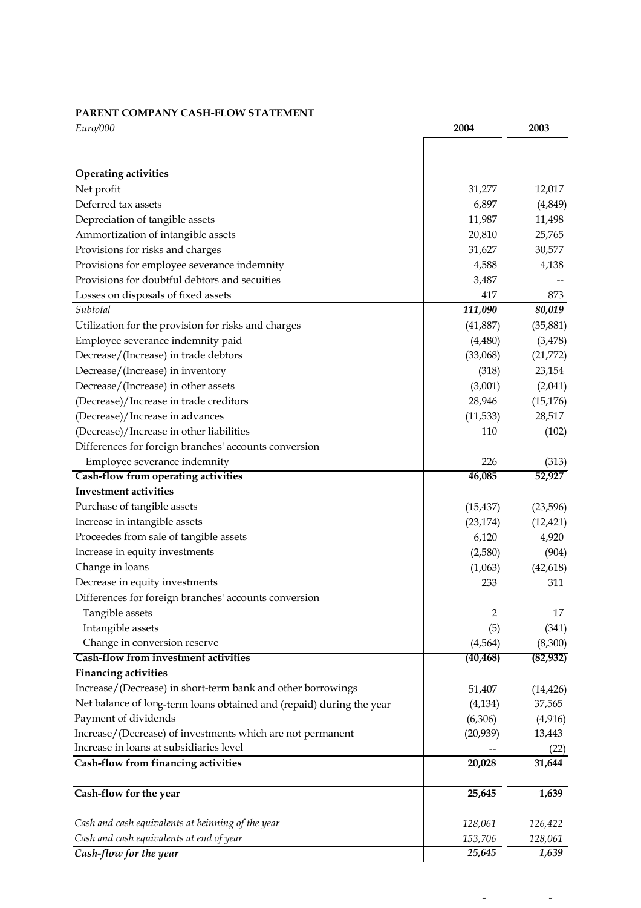**PARENT COMPANY CASH-FLOW STATEMENT**

| *Euro/000* | 2004 | 2003 |
|---|---|---|
| **Operating activities** | | |
| Net profit | 31,277 | 12,017 |
| Deferred tax assets | 6,897 | (4,849) |
| Depreciation of tangible assets | 11,987 | 11,498 |
| Ammortization of intangible assets | 20,810 | 25,765 |
| Provisions for risks and charges | 31,627 | 30,577 |
| Provisions for employee severance indemnity | 4,588 | 4,138 |
| Provisions for doubtful debtors and secuities | 3,487 | -- |
| Losses on disposals of fixed assets | 417 | 873 |
| *Subtotal* | ***111,090*** | ***80,019*** |
| Utilization for the provision for risks and charges | (41,887) | (35,881) |
| Employee severance indemnity paid | (4,480) | (3,478) |
| Decrease/(Increase) in trade debtors | (33,068) | (21,772) |
| Decrease/(Increase) in inventory | (318) | 23,154 |
| Decrease/(Increase) in other assets | (3,001) | (2,041) |
| (Decrease)/Increase in trade creditors | 28,946 | (15,176) |
| (Decrease)/Increase in advances | (11,533) | 28,517 |
| (Decrease)/Increase in other liabilities | 110 | (102) |
| Differences for foreign branches' accounts conversion | | |
| Employee severance indemnity | 226 | (313) |
| **Cash-flow from operating activities** | **46,085** | **52,927** |
| **Investment activities** | | |
| Purchase of tangible assets | (15,437) | (23,596) |
| Increase in intangible assets | (23,174) | (12,421) |
| Proceedes from sale of tangible assets | 6,120 | 4,920 |
| Increase in equity investments | (2,580) | (904) |
| Change in loans | (1,063) | (42,618) |
| Decrease in equity investments | 233 | 311 |
| Differences for foreign branches' accounts conversion | | |
| Tangible assets | 2 | 17 |
| Intangible assets | (5) | (341) |
| Change in conversion reserve | (4,564) | (8,300) |
| **Cash-flow from investment activities** | **(40,468)** | **(82,932)** |
| **Financing activities** | | |
| Increase/(Decrease) in short-term bank and other borrowings | 51,407 | (14,426) |
| Net balance of long-term loans obtained and (repaid) during the year | (4,134) | 37,565 |
| Payment of dividends | (6,306) | (4,916) |
| Increase/(Decrease) of investments which are not permanent | (20,939) | 13,443 |
| Increase in loans at subsidiaries level | -- | (22) |
| **Cash-flow from financing activities** | **20,028** | **31,644** |
| **Cash-flow for the year** | **25,645** | **1,639** |
| *Cash and cash equivalents at beinning of the year* | *128,061* | *126,422* |
| *Cash and cash equivalents at end of year* | *153,706* | *128,061* |
| ***Cash-flow for the year*** | ***25,645*** | ***1,639*** |